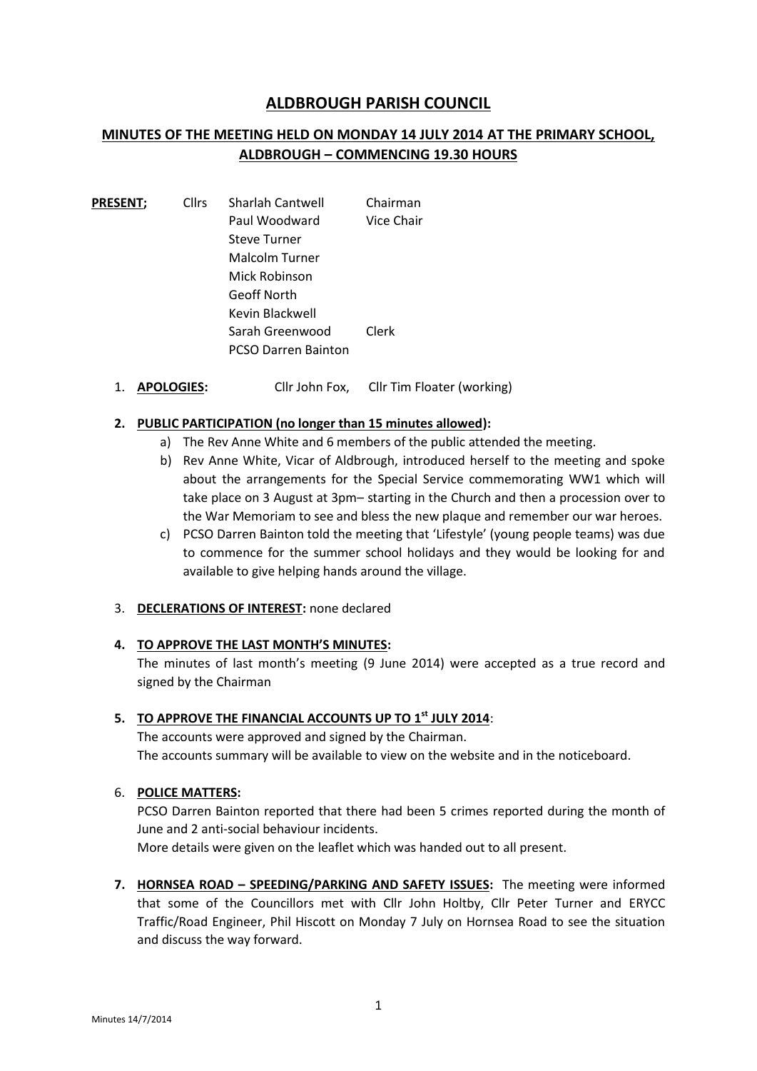# ALDBROUGH PARISH COUNCIL

## MINUTES OF THE MEETING HELD ON MONDAY 14 JULY 2014 AT THE PRIMARY SCHOOL, ALDBROUGH – COMMENCING 19.30 HOURS

| **PRESENT;** | Cllrs | Sharlah Cantwell | Chairman |
|---|---|---|---|
| | | Paul Woodward | Vice Chair |
| | | Steve Turner | |
| | | Malcolm Turner | |
| | | Mick Robinson | |
| | | Geoff North | |
| | | Kevin Blackwell | |
| | | Sarah Greenwood | Clerk |
| | | PCSO Darren Bainton | |

1. **APOLOGIES:** Cllr John Fox, Cllr Tim Floater (working)

2. **PUBLIC PARTICIPATION (no longer than 15 minutes allowed):**
   a) The Rev Anne White and 6 members of the public attended the meeting.
   b) Rev Anne White, Vicar of Aldbrough, introduced herself to the meeting and spoke about the arrangements for the Special Service commemorating WW1 which will take place on 3 August at 3pm– starting in the Church and then a procession over to the War Memoriam to see and bless the new plaque and remember our war heroes.
   c) PCSO Darren Bainton told the meeting that 'Lifestyle' (young people teams) was due to commence for the summer school holidays and they would be looking for and available to give helping hands around the village.

3. **DECLERATIONS OF INTEREST:** none declared

4. **TO APPROVE THE LAST MONTH'S MINUTES:**
   The minutes of last month's meeting (9 June 2014) were accepted as a true record and signed by the Chairman

5. **TO APPROVE THE FINANCIAL ACCOUNTS UP TO 1st JULY 2014**:
   The accounts were approved and signed by the Chairman.
   The accounts summary will be available to view on the website and in the noticeboard.

6. **POLICE MATTERS:**
   PCSO Darren Bainton reported that there had been 5 crimes reported during the month of June and 2 anti-social behaviour incidents.
   More details were given on the leaflet which was handed out to all present.

7. **HORNSEA ROAD – SPEEDING/PARKING AND SAFETY ISSUES:** The meeting were informed that some of the Councillors met with Cllr John Holtby, Cllr Peter Turner and ERYCC Traffic/Road Engineer, Phil Hiscott on Monday 7 July on Hornsea Road to see the situation and discuss the way forward.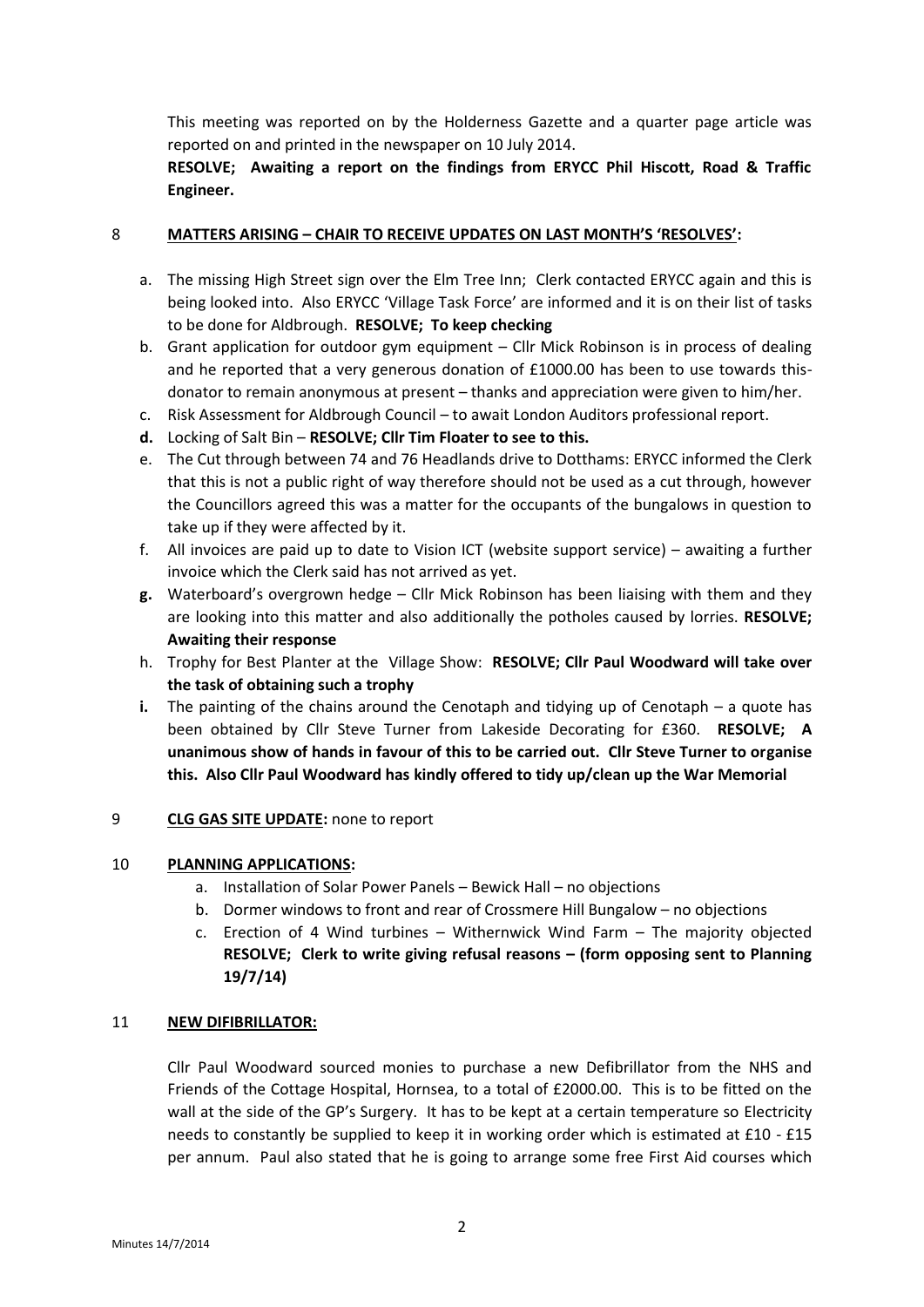This meeting was reported on by the Holderness Gazette and a quarter page article was reported on and printed in the newspaper on 10 July 2014.

**RESOLVE; Awaiting a report on the findings from ERYCC Phil Hiscott, Road & Traffic Engineer.**

8 **MATTERS ARISING – CHAIR TO RECEIVE UPDATES ON LAST MONTH'S 'RESOLVES':**

a. The missing High Street sign over the Elm Tree Inn; Clerk contacted ERYCC again and this is being looked into. Also ERYCC 'Village Task Force' are informed and it is on their list of tasks to be done for Aldbrough. **RESOLVE; To keep checking**

b. Grant application for outdoor gym equipment – Cllr Mick Robinson is in process of dealing and he reported that a very generous donation of £1000.00 has been to use towards this- donator to remain anonymous at present – thanks and appreciation were given to him/her.

c. Risk Assessment for Aldbrough Council – to await London Auditors professional report.

**d.** Locking of Salt Bin – **RESOLVE; Cllr Tim Floater to see to this.**

e. The Cut through between 74 and 76 Headlands drive to Dotthams: ERYCC informed the Clerk that this is not a public right of way therefore should not be used as a cut through, however the Councillors agreed this was a matter for the occupants of the bungalows in question to take up if they were affected by it.

f. All invoices are paid up to date to Vision ICT (website support service) – awaiting a further invoice which the Clerk said has not arrived as yet.

**g.** Waterboard's overgrown hedge – Cllr Mick Robinson has been liaising with them and they are looking into this matter and also additionally the potholes caused by lorries. **RESOLVE; Awaiting their response**

h. Trophy for Best Planter at the Village Show: **RESOLVE; Cllr Paul Woodward will take over the task of obtaining such a trophy**

**i.** The painting of the chains around the Cenotaph and tidying up of Cenotaph – a quote has been obtained by Cllr Steve Turner from Lakeside Decorating for £360. **RESOLVE; A unanimous show of hands in favour of this to be carried out. Cllr Steve Turner to organise this. Also Cllr Paul Woodward has kindly offered to tidy up/clean up the War Memorial**

9 **CLG GAS SITE UPDATE:** none to report

10 **PLANNING APPLICATIONS:**

a. Installation of Solar Power Panels – Bewick Hall – no objections

b. Dormer windows to front and rear of Crossmere Hill Bungalow – no objections

c. Erection of 4 Wind turbines – Withernwick Wind Farm – The majority objected **RESOLVE; Clerk to write giving refusal reasons – (form opposing sent to Planning 19/7/14)**

11 **NEW DIFIBRILLATOR:**

Cllr Paul Woodward sourced monies to purchase a new Defibrillator from the NHS and Friends of the Cottage Hospital, Hornsea, to a total of £2000.00. This is to be fitted on the wall at the side of the GP's Surgery. It has to be kept at a certain temperature so Electricity needs to constantly be supplied to keep it in working order which is estimated at £10 - £15 per annum. Paul also stated that he is going to arrange some free First Aid courses which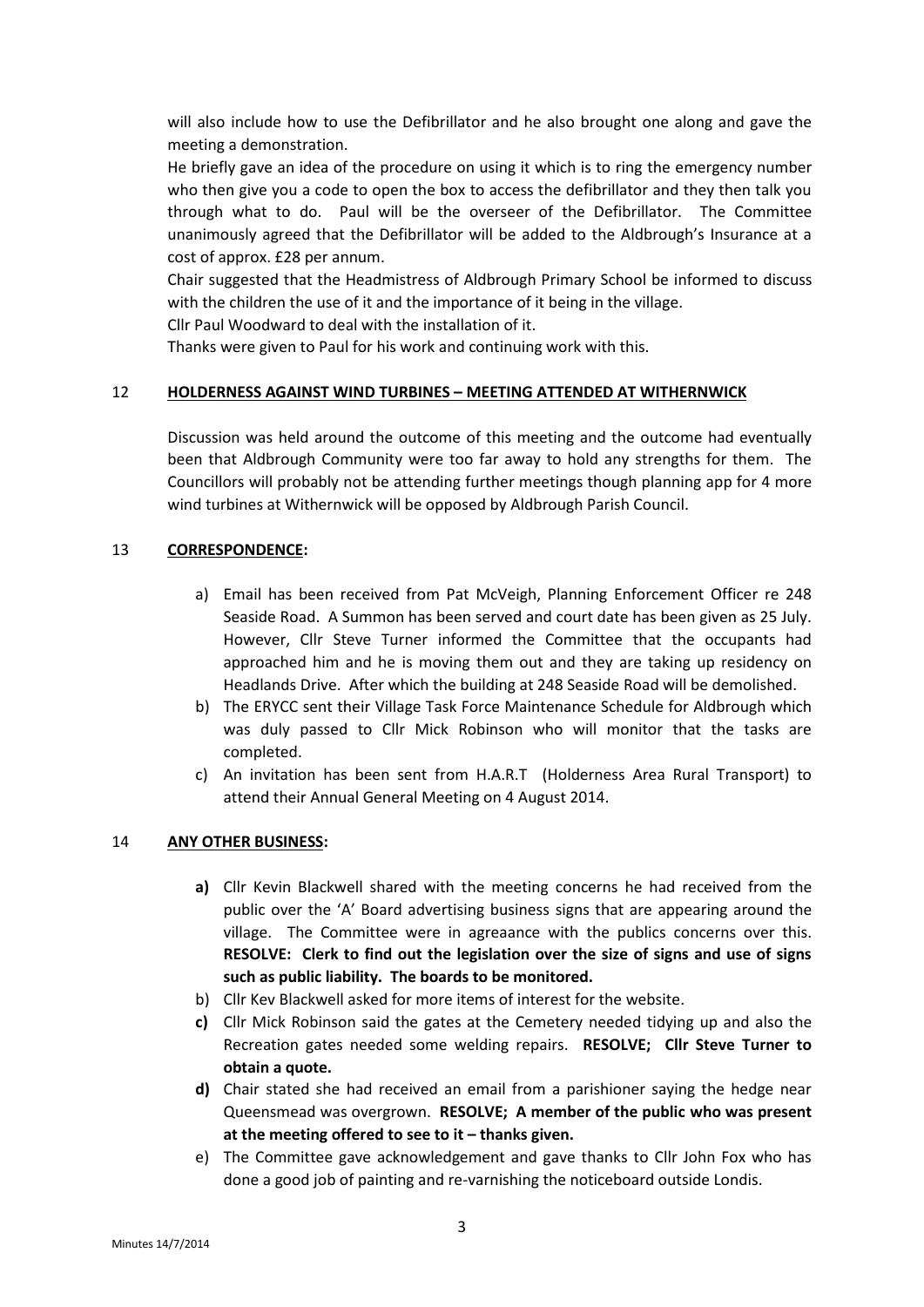will also include how to use the Defibrillator and he also brought one along and gave the meeting a demonstration.

He briefly gave an idea of the procedure on using it which is to ring the emergency number who then give you a code to open the box to access the defibrillator and they then talk you through what to do. Paul will be the overseer of the Defibrillator. The Committee unanimously agreed that the Defibrillator will be added to the Aldbrough's Insurance at a cost of approx. £28 per annum.

Chair suggested that the Headmistress of Aldbrough Primary School be informed to discuss with the children the use of it and the importance of it being in the village.

Cllr Paul Woodward to deal with the installation of it.

Thanks were given to Paul for his work and continuing work with this.

## 12 HOLDERNESS AGAINST WIND TURBINES – MEETING ATTENDED AT WITHERNWICK

Discussion was held around the outcome of this meeting and the outcome had eventually been that Aldbrough Community were too far away to hold any strengths for them. The Councillors will probably not be attending further meetings though planning app for 4 more wind turbines at Withernwick will be opposed by Aldbrough Parish Council.

## 13 CORRESPONDENCE:

a) Email has been received from Pat McVeigh, Planning Enforcement Officer re 248 Seaside Road. A Summon has been served and court date has been given as 25 July. However, Cllr Steve Turner informed the Committee that the occupants had approached him and he is moving them out and they are taking up residency on Headlands Drive. After which the building at 248 Seaside Road will be demolished.

b) The ERYCC sent their Village Task Force Maintenance Schedule for Aldbrough which was duly passed to Cllr Mick Robinson who will monitor that the tasks are completed.

c) An invitation has been sent from H.A.R.T (Holderness Area Rural Transport) to attend their Annual General Meeting on 4 August 2014.

## 14 ANY OTHER BUSINESS:

**a)** Cllr Kevin Blackwell shared with the meeting concerns he had received from the public over the 'A' Board advertising business signs that are appearing around the village. The Committee were in agreaance with the publics concerns over this. **RESOLVE: Clerk to find out the legislation over the size of signs and use of signs such as public liability. The boards to be monitored.**

b) Cllr Kev Blackwell asked for more items of interest for the website.

**c)** Cllr Mick Robinson said the gates at the Cemetery needed tidying up and also the Recreation gates needed some welding repairs. **RESOLVE; Cllr Steve Turner to obtain a quote.**

**d)** Chair stated she had received an email from a parishioner saying the hedge near Queensmead was overgrown. **RESOLVE; A member of the public who was present at the meeting offered to see to it – thanks given.**

e) The Committee gave acknowledgement and gave thanks to Cllr John Fox who has done a good job of painting and re-varnishing the noticeboard outside Londis.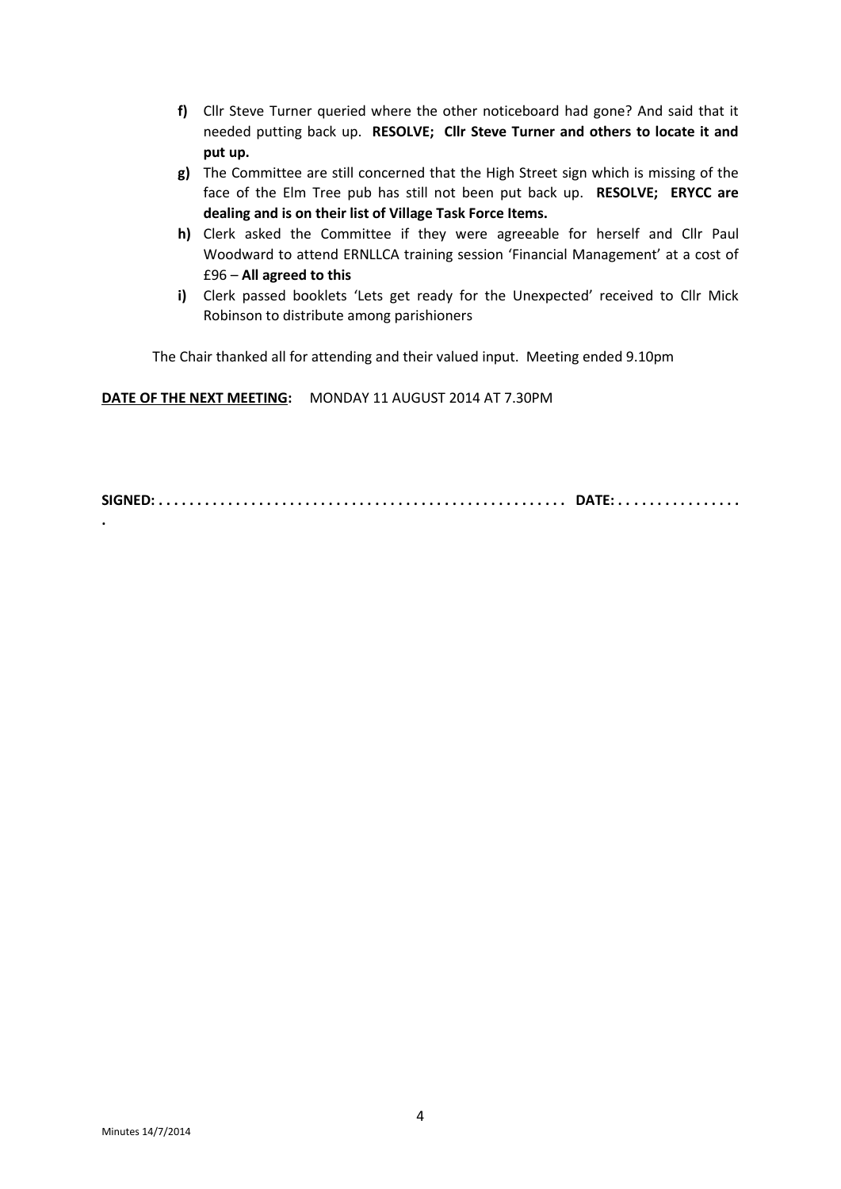- **f)** Cllr Steve Turner queried where the other noticeboard had gone? And said that it needed putting back up. **RESOLVE; Cllr Steve Turner and others to locate it and put up.**
- **g)** The Committee are still concerned that the High Street sign which is missing of the face of the Elm Tree pub has still not been put back up. **RESOLVE; ERYCC are dealing and is on their list of Village Task Force Items.**
- **h)** Clerk asked the Committee if they were agreeable for herself and Cllr Paul Woodward to attend ERNLLCA training session 'Financial Management' at a cost of £96 – **All agreed to this**
- **i)** Clerk passed booklets 'Lets get ready for the Unexpected' received to Cllr Mick Robinson to distribute among parishioners

The Chair thanked all for attending and their valued input. Meeting ended 9.10pm

**DATE OF THE NEXT MEETING:** MONDAY 11 AUGUST 2014 AT 7.30PM

**SIGNED: . . . . . . . . . . . . . . . . . . . . . . . . . . . . . . . . . . . . . . . . . . . . . . . . . . . . DATE: . . . . . . . . . . . . . . . . .**

Minutes 14/7/2014